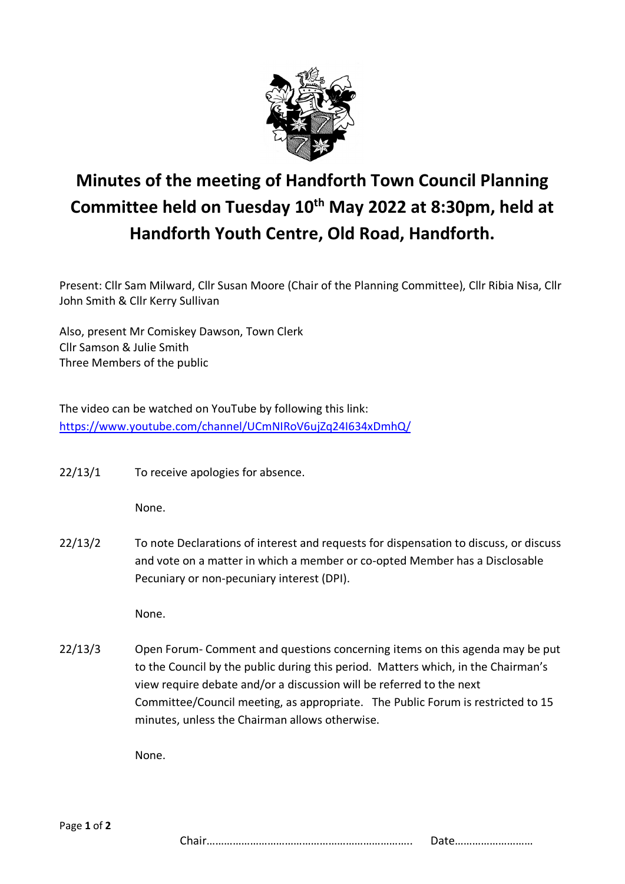# Minutes of the meeting of Handforth Town Council Planning Committee held on Tuesday 10th May 2022 at 8:30pm, held at Handforth Youth Centre, Old Road, Handforth.

Present: Cllr Sam Milward, Cllr Susan Moore (Chair of the Planning Committee), Cllr Ribia Nisa, Cllr John Smith & Cllr Kerry Sullivan

Also, present Mr Comiskey Dawson, Town Clerk
Cllr Samson & Julie Smith
Three Members of the public

The video can be watched on YouTube by following this link:
https://www.youtube.com/channel/UCmNIRoV6ujZq24I634xDmhQ/

22/13/1 To receive apologies for absence.

None.

22/13/2 To note Declarations of interest and requests for dispensation to discuss, or discuss and vote on a matter in which a member or co-opted Member has a Disclosable Pecuniary or non-pecuniary interest (DPI).

None.

22/13/3 Open Forum- Comment and questions concerning items on this agenda may be put to the Council by the public during this period. Matters which, in the Chairman's view require debate and/or a discussion will be referred to the next Committee/Council meeting, as appropriate. The Public Forum is restricted to 15 minutes, unless the Chairman allows otherwise.

None.

Chair……………………………………………………………. Date………………………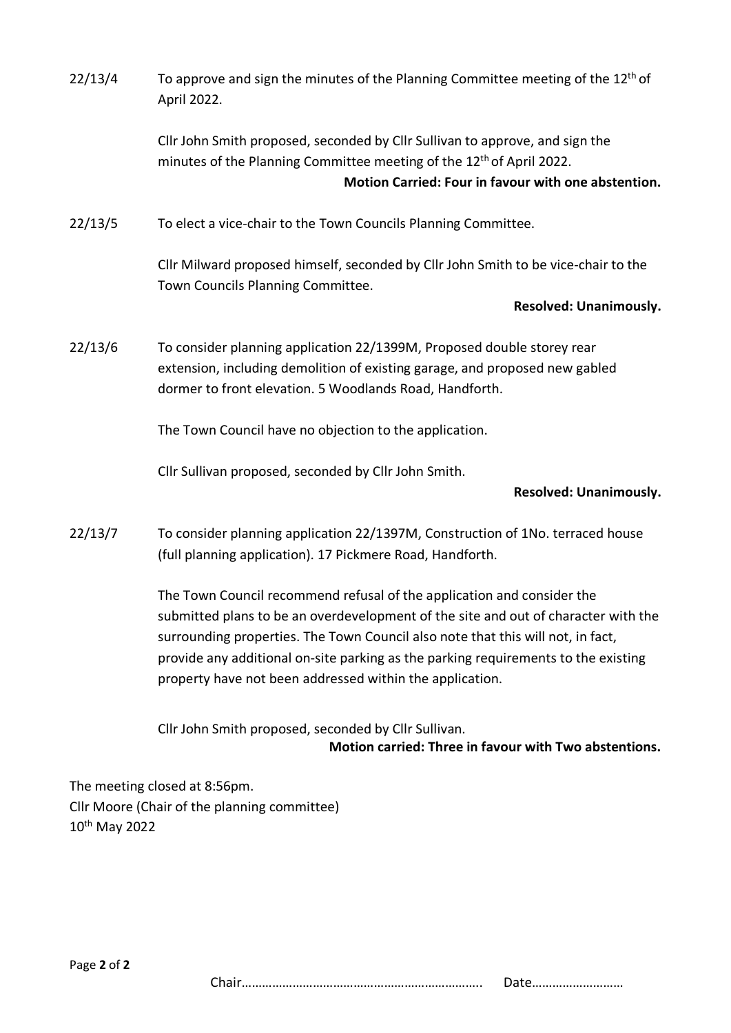22/13/4 To approve and sign the minutes of the Planning Committee meeting of the 12th of April 2022.

Cllr John Smith proposed, seconded by Cllr Sullivan to approve, and sign the minutes of the Planning Committee meeting of the 12th of April 2022.

**Motion Carried: Four in favour with one abstention.**

22/13/5 To elect a vice-chair to the Town Councils Planning Committee.

Cllr Milward proposed himself, seconded by Cllr John Smith to be vice-chair to the Town Councils Planning Committee.

**Resolved: Unanimously.**

22/13/6 To consider planning application 22/1399M, Proposed double storey rear extension, including demolition of existing garage, and proposed new gabled dormer to front elevation. 5 Woodlands Road, Handforth.

The Town Council have no objection to the application.

Cllr Sullivan proposed, seconded by Cllr John Smith.

**Resolved: Unanimously.**

22/13/7 To consider planning application 22/1397M, Construction of 1No. terraced house (full planning application). 17 Pickmere Road, Handforth.

The Town Council recommend refusal of the application and consider the submitted plans to be an overdevelopment of the site and out of character with the surrounding properties. The Town Council also note that this will not, in fact, provide any additional on-site parking as the parking requirements to the existing property have not been addressed within the application.

Cllr John Smith proposed, seconded by Cllr Sullivan.

**Motion carried: Three in favour with Two abstentions.**

The meeting closed at 8:56pm.
Cllr Moore (Chair of the planning committee)
10th May 2022

Chair………………………………………………………………. Date……………………